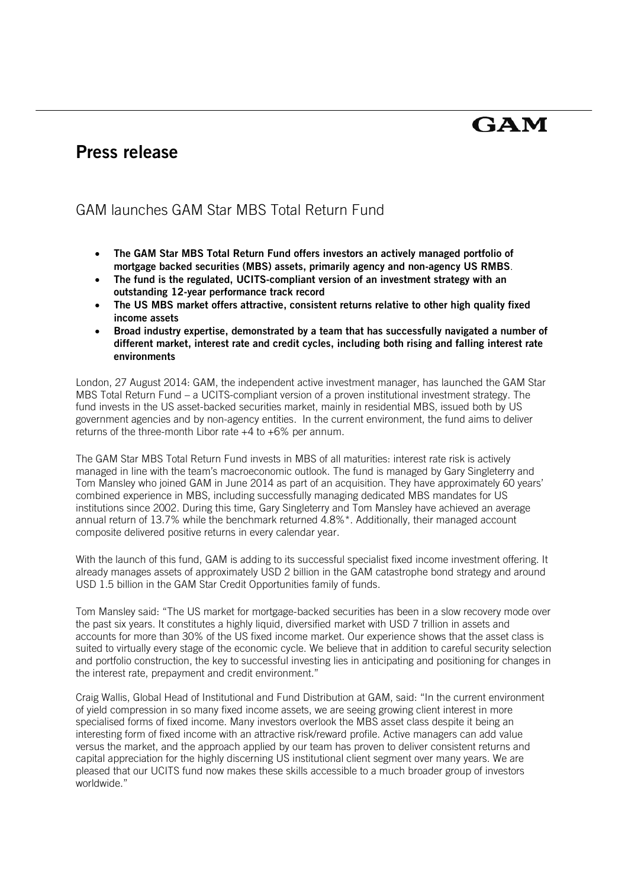GAM

# Press release

## GAM launches GAM Star MBS Total Return Fund

- **The GAM Star MBS Total Return Fund offers investors an actively managed portfolio of mortgage backed securities (MBS) assets, primarily agency and non-agency US RMBS**.
- **The fund is the regulated, UCITS-compliant version of an investment strategy with an outstanding 12-year performance track record**
- **The US MBS market offers attractive, consistent returns relative to other high quality fixed income assets**
- **Broad industry expertise, demonstrated by a team that has successfully navigated a number of different market, interest rate and credit cycles, including both rising and falling interest rate environments**

London, 27 August 2014: GAM, the independent active investment manager, has launched the GAM Star MBS Total Return Fund – a UCITS-compliant version of a proven institutional investment strategy. The fund invests in the US asset-backed securities market, mainly in residential MBS, issued both by US government agencies and by non-agency entities. In the current environment, the fund aims to deliver returns of the three-month Libor rate +4 to +6% per annum.

The GAM Star MBS Total Return Fund invests in MBS of all maturities: interest rate risk is actively managed in line with the team's macroeconomic outlook. The fund is managed by Gary Singleterry and Tom Mansley who joined GAM in June 2014 as part of an acquisition. They have approximately 60 years' combined experience in MBS, including successfully managing dedicated MBS mandates for US institutions since 2002. During this time, Gary Singleterry and Tom Mansley have achieved an average annual return of 13.7% while the benchmark returned 4.8%*. Additionally, their managed account composite delivered positive returns in every calendar year.

With the launch of this fund, GAM is adding to its successful specialist fixed income investment offering. It already manages assets of approximately USD 2 billion in the GAM catastrophe bond strategy and around USD 1.5 billion in the GAM Star Credit Opportunities family of funds.

Tom Mansley said: "The US market for mortgage-backed securities has been in a slow recovery mode over the past six years. It constitutes a highly liquid, diversified market with USD 7 trillion in assets and accounts for more than 30% of the US fixed income market. Our experience shows that the asset class is suited to virtually every stage of the economic cycle. We believe that in addition to careful security selection and portfolio construction, the key to successful investing lies in anticipating and positioning for changes in the interest rate, prepayment and credit environment."

Craig Wallis, Global Head of Institutional and Fund Distribution at GAM, said: "In the current environment of yield compression in so many fixed income assets, we are seeing growing client interest in more specialised forms of fixed income. Many investors overlook the MBS asset class despite it being an interesting form of fixed income with an attractive risk/reward profile. Active managers can add value versus the market, and the approach applied by our team has proven to deliver consistent returns and capital appreciation for the highly discerning US institutional client segment over many years. We are pleased that our UCITS fund now makes these skills accessible to a much broader group of investors worldwide."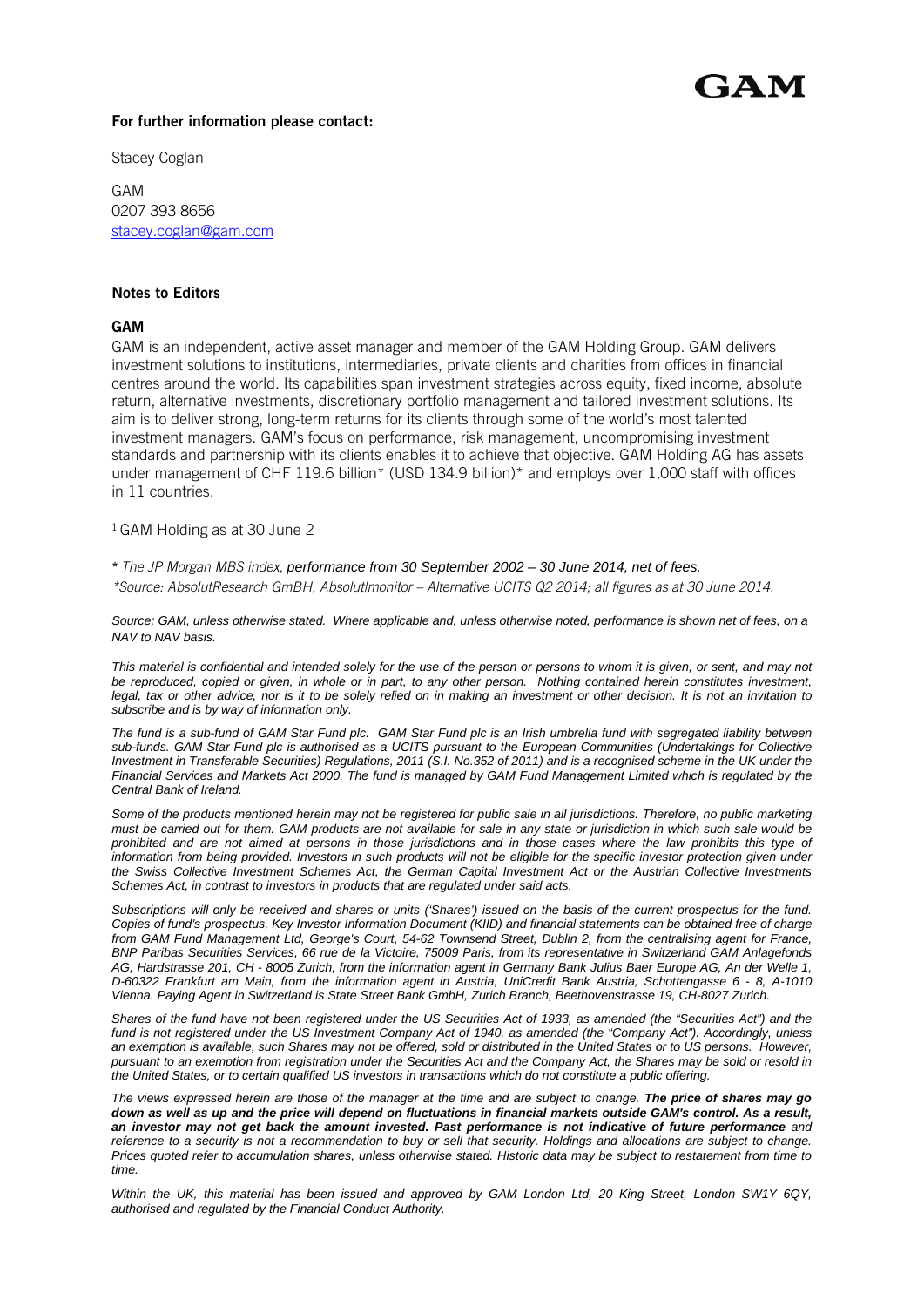# GAM

**For further information please contact:**

Stacey Coglan

GAM
0207 393 8656
stacey.coglan@gam.com

## Notes to Editors

### GAM

GAM is an independent, active asset manager and member of the GAM Holding Group. GAM delivers investment solutions to institutions, intermediaries, private clients and charities from offices in financial centres around the world. Its capabilities span investment strategies across equity, fixed income, absolute return, alternative investments, discretionary portfolio management and tailored investment solutions. Its aim is to deliver strong, long-term returns for its clients through some of the world's most talented investment managers. GAM's focus on performance, risk management, uncompromising investment standards and partnership with its clients enables it to achieve that objective. GAM Holding AG has assets under management of CHF 119.6 billion* (USD 134.9 billion)* and employs over 1,000 staff with offices in 11 countries.

[1] GAM Holding as at 30 June 2

\* *The JP Morgan MBS index, performance from 30 September 2002 – 30 June 2014, net of fees.*

*\*Source: AbsolutResearch GmBH, Absolutlmonitor – Alternative UCITS Q2 2014; all figures as at 30 June 2014.*

*Source: GAM, unless otherwise stated. Where applicable and, unless otherwise noted, performance is shown net of fees, on a NAV to NAV basis.*

*This material is confidential and intended solely for the use of the person or persons to whom it is given, or sent, and may not be reproduced, copied or given, in whole or in part, to any other person. Nothing contained herein constitutes investment, legal, tax or other advice, nor is it to be solely relied on in making an investment or other decision. It is not an invitation to subscribe and is by way of information only.*

*The fund is a sub-fund of GAM Star Fund plc. GAM Star Fund plc is an Irish umbrella fund with segregated liability between sub-funds. GAM Star Fund plc is authorised as a UCITS pursuant to the European Communities (Undertakings for Collective Investment in Transferable Securities) Regulations, 2011 (S.I. No.352 of 2011) and is a recognised scheme in the UK under the Financial Services and Markets Act 2000. The fund is managed by GAM Fund Management Limited which is regulated by the Central Bank of Ireland.*

*Some of the products mentioned herein may not be registered for public sale in all jurisdictions. Therefore, no public marketing must be carried out for them. GAM products are not available for sale in any state or jurisdiction in which such sale would be prohibited and are not aimed at persons in those jurisdictions and in those cases where the law prohibits this type of information from being provided. Investors in such products will not be eligible for the specific investor protection given under the Swiss Collective Investment Schemes Act, the German Capital Investment Act or the Austrian Collective Investments Schemes Act, in contrast to investors in products that are regulated under said acts.*

*Subscriptions will only be received and shares or units ('Shares') issued on the basis of the current prospectus for the fund. Copies of fund's prospectus, Key Investor Information Document (KIID) and financial statements can be obtained free of charge from GAM Fund Management Ltd, George's Court, 54-62 Townsend Street, Dublin 2, from the centralising agent for France, BNP Paribas Securities Services, 66 rue de la Victoire, 75009 Paris, from its representative in Switzerland GAM Anlagefonds AG, Hardstrasse 201, CH - 8005 Zurich, from the information agent in Germany Bank Julius Baer Europe AG, An der Welle 1, D-60322 Frankfurt am Main, from the information agent in Austria, UniCredit Bank Austria, Schottengasse 6 - 8, A-1010 Vienna. Paying Agent in Switzerland is State Street Bank GmbH, Zurich Branch, Beethovenstrasse 19, CH-8027 Zurich.*

*Shares of the fund have not been registered under the US Securities Act of 1933, as amended (the "Securities Act") and the fund is not registered under the US Investment Company Act of 1940, as amended (the "Company Act"). Accordingly, unless an exemption is available, such Shares may not be offered, sold or distributed in the United States or to US persons. However, pursuant to an exemption from registration under the Securities Act and the Company Act, the Shares may be sold or resold in the United States, or to certain qualified US investors in transactions which do not constitute a public offering.*

*The views expressed herein are those of the manager at the time and are subject to change.* ***The price of shares may go down as well as up and the price will depend on fluctuations in financial markets outside GAM's control. As a result, an investor may not get back the amount invested. Past performance is not indicative of future performance*** *and reference to a security is not a recommendation to buy or sell that security. Holdings and allocations are subject to change. Prices quoted refer to accumulation shares, unless otherwise stated. Historic data may be subject to restatement from time to time.*

*Within the UK, this material has been issued and approved by GAM London Ltd, 20 King Street, London SW1Y 6QY, authorised and regulated by the Financial Conduct Authority.*